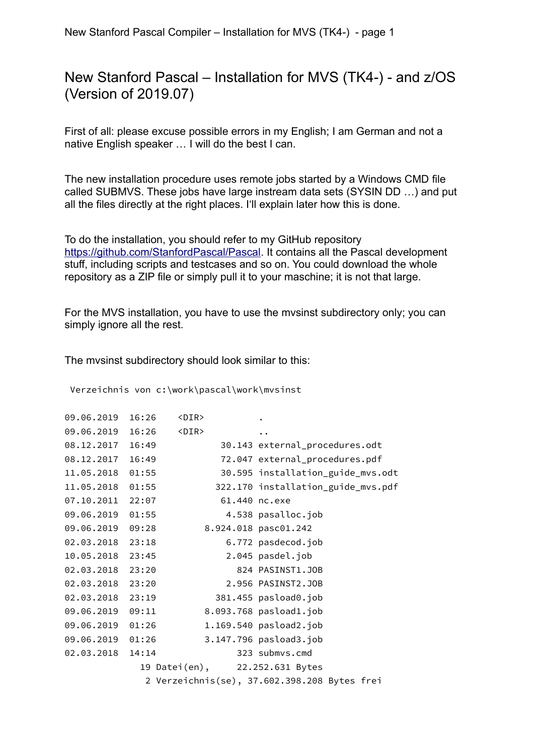# New Stanford Pascal – Installation for MVS (TK4-) - and z/OS (Version of 2019.07)

First of all: please excuse possible errors in my English; I am German and not a native English speaker … I will do the best I can.

The new installation procedure uses remote jobs started by a Windows CMD file called SUBMVS. These jobs have large instream data sets (SYSIN DD …) and put all the files directly at the right places. I'll explain later how this is done.

To do the installation, you should refer to my GitHub repository https://github.com/StanfordPascal/Pascal. It contains all the Pascal development stuff, including scripts and testcases and so on. You could download the whole repository as a ZIP file or simply pull it to your maschine; it is not that large.

For the MVS installation, you have to use the mvsinst subdirectory only; you can simply ignore all the rest.

The mvsinst subdirectory should look similar to this:

```
 Verzeichnis von c:\work\pascal\work\mvsinst

09.06.2019  16:26    <DIR>          .
09.06.2019  16:26    <DIR>          ..
08.12.2017  16:49            30.143 external_procedures.odt
08.12.2017  16:49            72.047 external_procedures.pdf
11.05.2018  01:55            30.595 installation_guide_mvs.odt
11.05.2018  01:55           322.170 installation_guide_mvs.pdf
07.10.2011  22:07            61.440 nc.exe
09.06.2019  01:55             4.538 pasalloc.job
09.06.2019  09:28         8.924.018 pasc01.242
02.03.2018  23:18             6.772 pasdecod.job
10.05.2018  23:45             2.045 pasdel.job
02.03.2018  23:20               824 PASINST1.JOB
02.03.2018  23:20             2.956 PASINST2.JOB
02.03.2018  23:19           381.455 pasload0.job
09.06.2019  09:11         8.093.768 pasload1.job
09.06.2019  01:26         1.169.540 pasload2.job
09.06.2019  01:26         3.147.796 pasload3.job
02.03.2018  14:14               323 submvs.cmd
              19 Datei(en),     22.252.631 Bytes
               2 Verzeichnis(se), 37.602.398.208 Bytes frei
```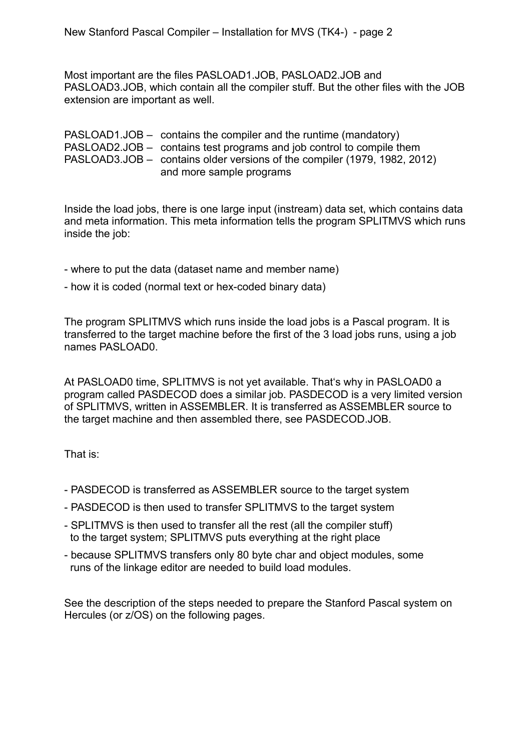Most important are the files PASLOAD1.JOB, PASLOAD2.JOB and PASLOAD3.JOB, which contain all the compiler stuff. But the other files with the JOB extension are important as well.

PASLOAD1.JOB – contains the compiler and the runtime (mandatory)
PASLOAD2.JOB – contains test programs and job control to compile them
PASLOAD3.JOB – contains older versions of the compiler (1979, 1982, 2012) and more sample programs

Inside the load jobs, there is one large input (instream) data set, which contains data and meta information. This meta information tells the program SPLITMVS which runs inside the job:

- where to put the data (dataset name and member name)
- how it is coded (normal text or hex-coded binary data)

The program SPLITMVS which runs inside the load jobs is a Pascal program. It is transferred to the target machine before the first of the 3 load jobs runs, using a job names PASLOAD0.

At PASLOAD0 time, SPLITMVS is not yet available. That's why in PASLOAD0 a program called PASDECOD does a similar job. PASDECOD is a very limited version of SPLITMVS, written in ASSEMBLER. It is transferred as ASSEMBLER source to the target machine and then assembled there, see PASDECOD.JOB.

That is:

- PASDECOD is transferred as ASSEMBLER source to the target system
- PASDECOD is then used to transfer SPLITMVS to the target system
- SPLITMVS is then used to transfer all the rest (all the compiler stuff) to the target system; SPLITMVS puts everything at the right place
- because SPLITMVS transfers only 80 byte char and object modules, some runs of the linkage editor are needed to build load modules.

See the description of the steps needed to prepare the Stanford Pascal system on Hercules (or z/OS) on the following pages.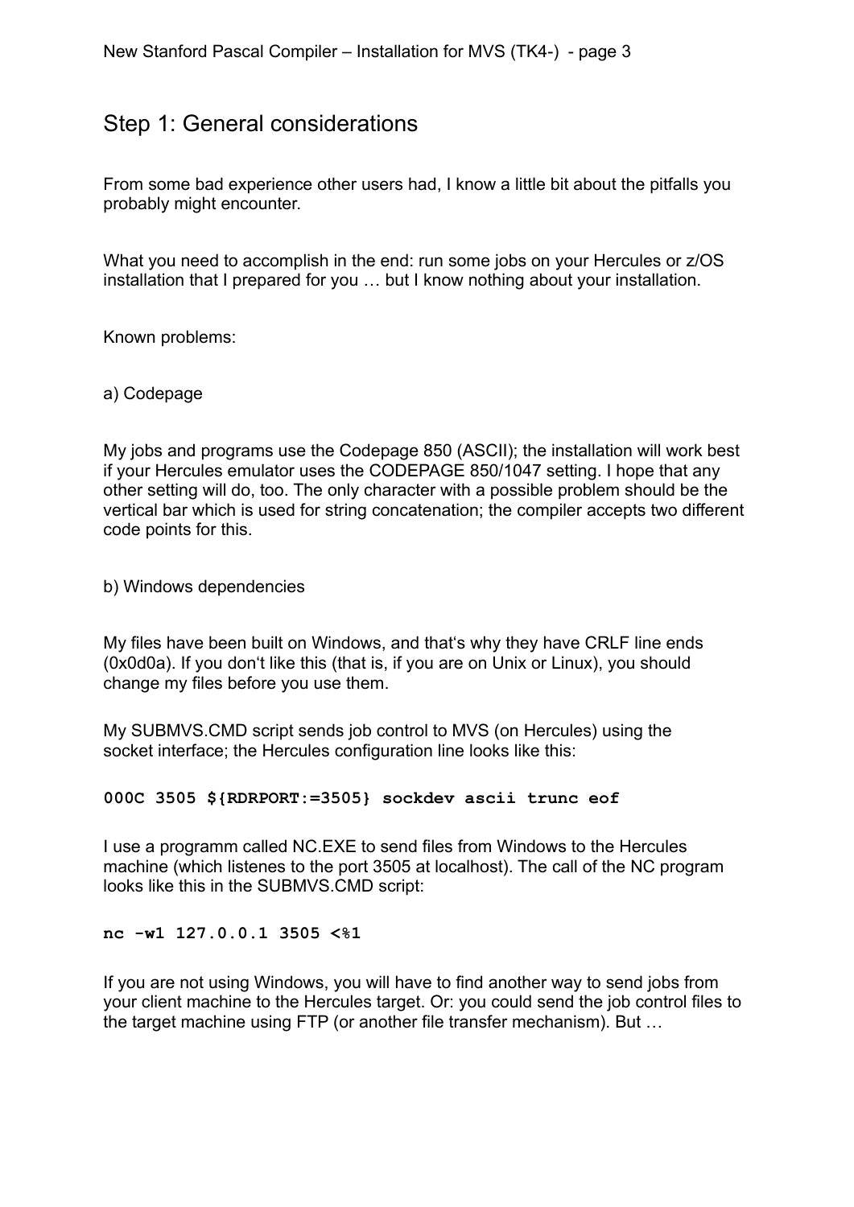## Step 1: General considerations

From some bad experience other users had, I know a little bit about the pitfalls you probably might encounter.

What you need to accomplish in the end: run some jobs on your Hercules or z/OS installation that I prepared for you … but I know nothing about your installation.

Known problems:

a) Codepage

My jobs and programs use the Codepage 850 (ASCII); the installation will work best if your Hercules emulator uses the CODEPAGE 850/1047 setting. I hope that any other setting will do, too. The only character with a possible problem should be the vertical bar which is used for string concatenation; the compiler accepts two different code points for this.

b) Windows dependencies

My files have been built on Windows, and that‘s why they have CRLF line ends (0x0d0a). If you don‘t like this (that is, if you are on Unix or Linux), you should change my files before you use them.

My SUBMVS.CMD script sends job control to MVS (on Hercules) using the socket interface; the Hercules configuration line looks like this:

```
000C 3505 ${RDRPORT:=3505} sockdev ascii trunc eof
```

I use a programm called NC.EXE to send files from Windows to the Hercules machine (which listenes to the port 3505 at localhost). The call of the NC program looks like this in the SUBMVS.CMD script:

```
nc -w1 127.0.0.1 3505 <%1
```

If you are not using Windows, you will have to find another way to send jobs from your client machine to the Hercules target. Or: you could send the job control files to the target machine using FTP (or another file transfer mechanism). But …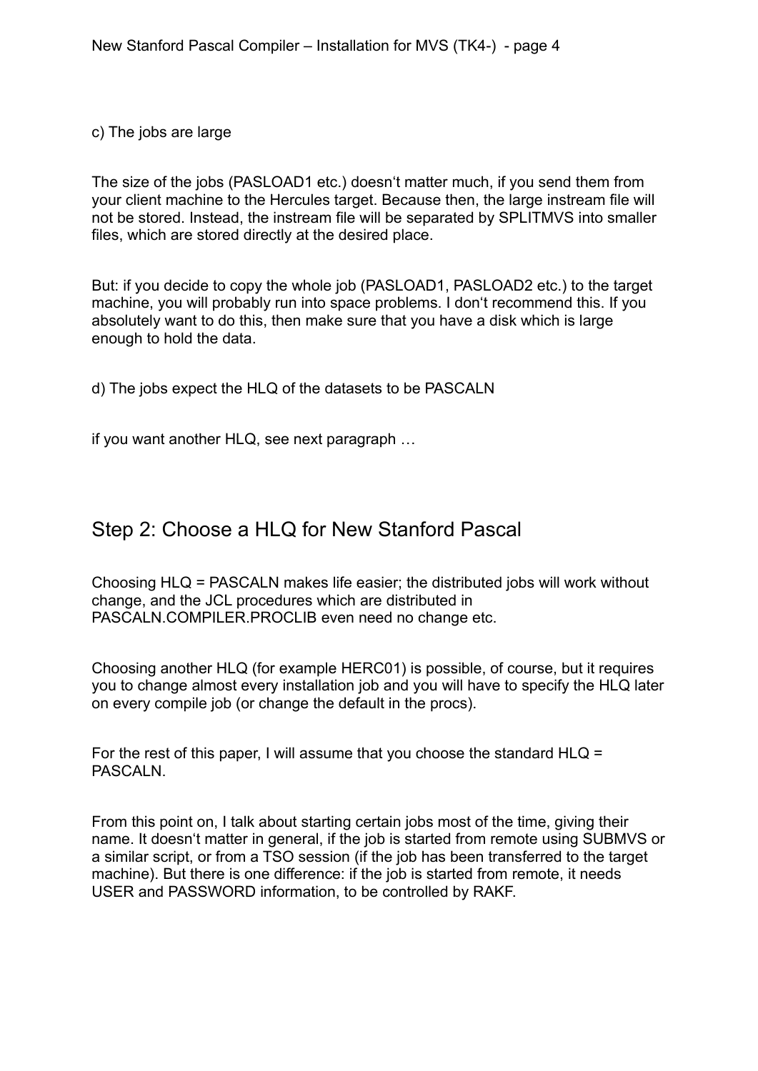c) The jobs are large

The size of the jobs (PASLOAD1 etc.) doesn‘t matter much, if you send them from your client machine to the Hercules target. Because then, the large instream file will not be stored. Instead, the instream file will be separated by SPLITMVS into smaller files, which are stored directly at the desired place.

But: if you decide to copy the whole job (PASLOAD1, PASLOAD2 etc.) to the target machine, you will probably run into space problems. I don‘t recommend this. If you absolutely want to do this, then make sure that you have a disk which is large enough to hold the data.

d) The jobs expect the HLQ of the datasets to be PASCALN

if you want another HLQ, see next paragraph …

## Step 2: Choose a HLQ for New Stanford Pascal

Choosing HLQ = PASCALN makes life easier; the distributed jobs will work without change, and the JCL procedures which are distributed in PASCALN.COMPILER.PROCLIB even need no change etc.

Choosing another HLQ (for example HERC01) is possible, of course, but it requires you to change almost every installation job and you will have to specify the HLQ later on every compile job (or change the default in the procs).

For the rest of this paper, I will assume that you choose the standard HLQ = PASCALN.

From this point on, I talk about starting certain jobs most of the time, giving their name. It doesn‘t matter in general, if the job is started from remote using SUBMVS or a similar script, or from a TSO session (if the job has been transferred to the target machine). But there is one difference: if the job is started from remote, it needs USER and PASSWORD information, to be controlled by RAKF.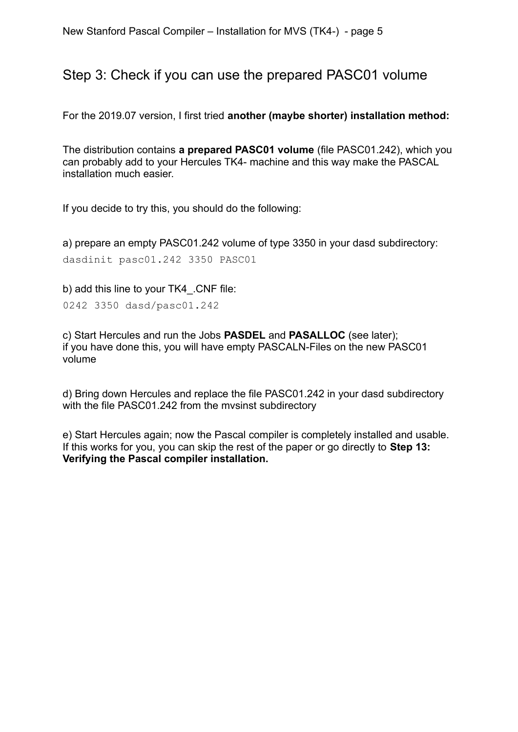## Step 3: Check if you can use the prepared PASC01 volume

For the 2019.07 version, I first tried **another (maybe shorter) installation method:**

The distribution contains **a prepared PASC01 volume** (file PASC01.242), which you can probably add to your Hercules TK4- machine and this way make the PASCAL installation much easier.

If you decide to try this, you should do the following:

a) prepare an empty PASC01.242 volume of type 3350 in your dasd subdirectory:

```
dasdinit pasc01.242 3350 PASC01
```

b) add this line to your TK4_.CNF file:

```
0242 3350 dasd/pasc01.242
```

c) Start Hercules and run the Jobs **PASDEL** and **PASALLOC** (see later);
if you have done this, you will have empty PASCALN-Files on the new PASC01 volume

d) Bring down Hercules and replace the file PASC01.242 in your dasd subdirectory with the file PASC01.242 from the mvsinst subdirectory

e) Start Hercules again; now the Pascal compiler is completely installed and usable. If this works for you, you can skip the rest of the paper or go directly to **Step 13: Verifying the Pascal compiler installation.**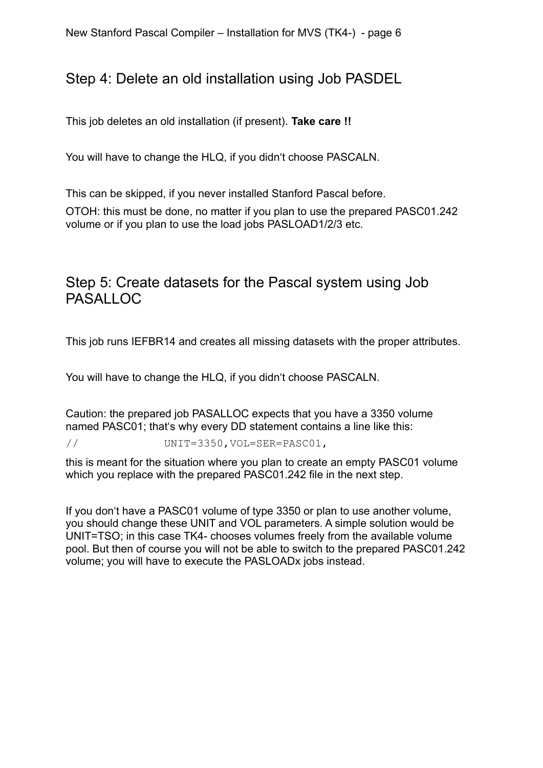## Step 4: Delete an old installation using Job PASDEL

This job deletes an old installation (if present). **Take care !!**

You will have to change the HLQ, if you didn't choose PASCALN.

This can be skipped, if you never installed Stanford Pascal before.

OTOH: this must be done, no matter if you plan to use the prepared PASC01.242 volume or if you plan to use the load jobs PASLOAD1/2/3 etc.

## Step 5: Create datasets for the Pascal system using Job PASALLOC

This job runs IEFBR14 and creates all missing datasets with the proper attributes.

You will have to change the HLQ, if you didn't choose PASCALN.

Caution: the prepared job PASALLOC expects that you have a 3350 volume named PASC01; that's why every DD statement contains a line like this:

```
//              UNIT=3350,VOL=SER=PASC01,
```

this is meant for the situation where you plan to create an empty PASC01 volume which you replace with the prepared PASC01.242 file in the next step.

If you don't have a PASC01 volume of type 3350 or plan to use another volume, you should change these UNIT and VOL parameters. A simple solution would be UNIT=TSO; in this case TK4- chooses volumes freely from the available volume pool. But then of course you will not be able to switch to the prepared PASC01.242 volume; you will have to execute the PASLOADx jobs instead.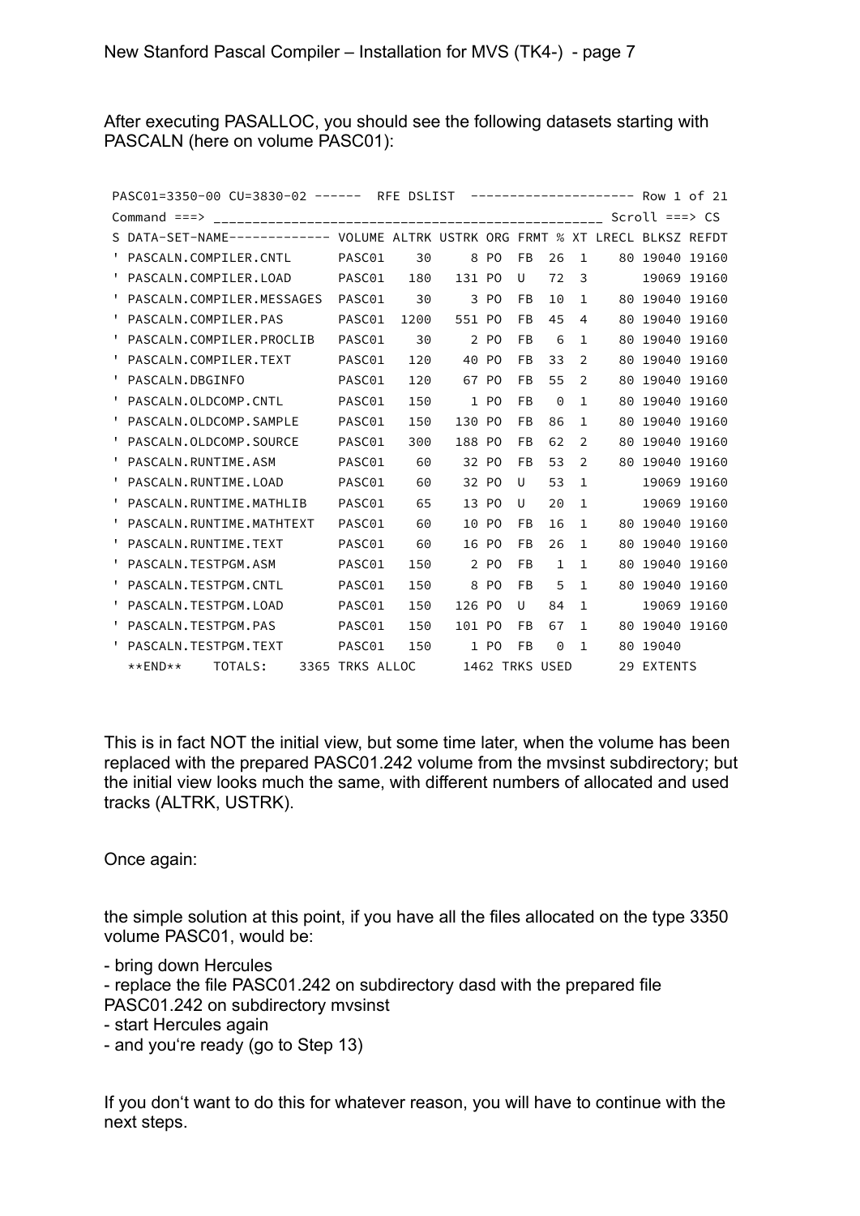After executing PASALLOC, you should see the following datasets starting with PASCALN (here on volume PASC01):

```
PASC01=3350-00 CU=3830-02 ------  RFE DSLIST  -------------------- Row 1 of 21
Command ===> _______________________________________________ Scroll ===> CS
S DATA-SET-NAME------------- VOLUME ALTRK USTRK ORG FRMT % XT LRECL BLKSZ REFDT
' PASCALN.COMPILER.CNTL      PASC01    30     8 PO  FB  26  1    80 19040 19160
' PASCALN.COMPILER.LOAD      PASC01   180   131 PO  U   72  3       19069 19160
' PASCALN.COMPILER.MESSAGES  PASC01    30     3 PO  FB  10  1    80 19040 19160
' PASCALN.COMPILER.PAS       PASC01  1200   551 PO  FB  45  4    80 19040 19160
' PASCALN.COMPILER.PROCLIB   PASC01    30     2 PO  FB   6  1    80 19040 19160
' PASCALN.COMPILER.TEXT      PASC01   120    40 PO  FB  33  2    80 19040 19160
' PASCALN.DBGINFO            PASC01   120    67 PO  FB  55  2    80 19040 19160
' PASCALN.OLDCOMP.CNTL       PASC01   150     1 PO  FB   0  1    80 19040 19160
' PASCALN.OLDCOMP.SAMPLE     PASC01   150   130 PO  FB  86  1    80 19040 19160
' PASCALN.OLDCOMP.SOURCE     PASC01   300   188 PO  FB  62  2    80 19040 19160
' PASCALN.RUNTIME.ASM        PASC01    60    32 PO  FB  53  2    80 19040 19160
' PASCALN.RUNTIME.LOAD       PASC01    60    32 PO  U   53  1       19069 19160
' PASCALN.RUNTIME.MATHLIB    PASC01    65    13 PO  U   20  1       19069 19160
' PASCALN.RUNTIME.MATHTEXT   PASC01    60    10 PO  FB  16  1    80 19040 19160
' PASCALN.RUNTIME.TEXT       PASC01    60    16 PO  FB  26  1    80 19040 19160
' PASCALN.TESTPGM.ASM        PASC01   150     2 PO  FB   1  1    80 19040 19160
' PASCALN.TESTPGM.CNTL       PASC01   150     8 PO  FB   5  1    80 19040 19160
' PASCALN.TESTPGM.LOAD       PASC01   150   126 PO  U   84  1       19069 19160
' PASCALN.TESTPGM.PAS        PASC01   150   101 PO  FB  67  1    80 19040 19160
' PASCALN.TESTPGM.TEXT       PASC01   150     1 PO  FB   0  1    80 19040
  **END**    TOTALS:    3365 TRKS ALLOC      1462 TRKS USED      29 EXTENTS
```

This is in fact NOT the initial view, but some time later, when the volume has been replaced with the prepared PASC01.242 volume from the mvsinst subdirectory; but the initial view looks much the same, with different numbers of allocated and used tracks (ALTRK, USTRK).

Once again:

the simple solution at this point, if you have all the files allocated on the type 3350 volume PASC01, would be:

- bring down Hercules
- replace the file PASC01.242 on subdirectory dasd with the prepared file PASC01.242 on subdirectory mvsinst
- start Hercules again
- and you‘re ready (go to Step 13)

If you don‘t want to do this for whatever reason, you will have to continue with the next steps.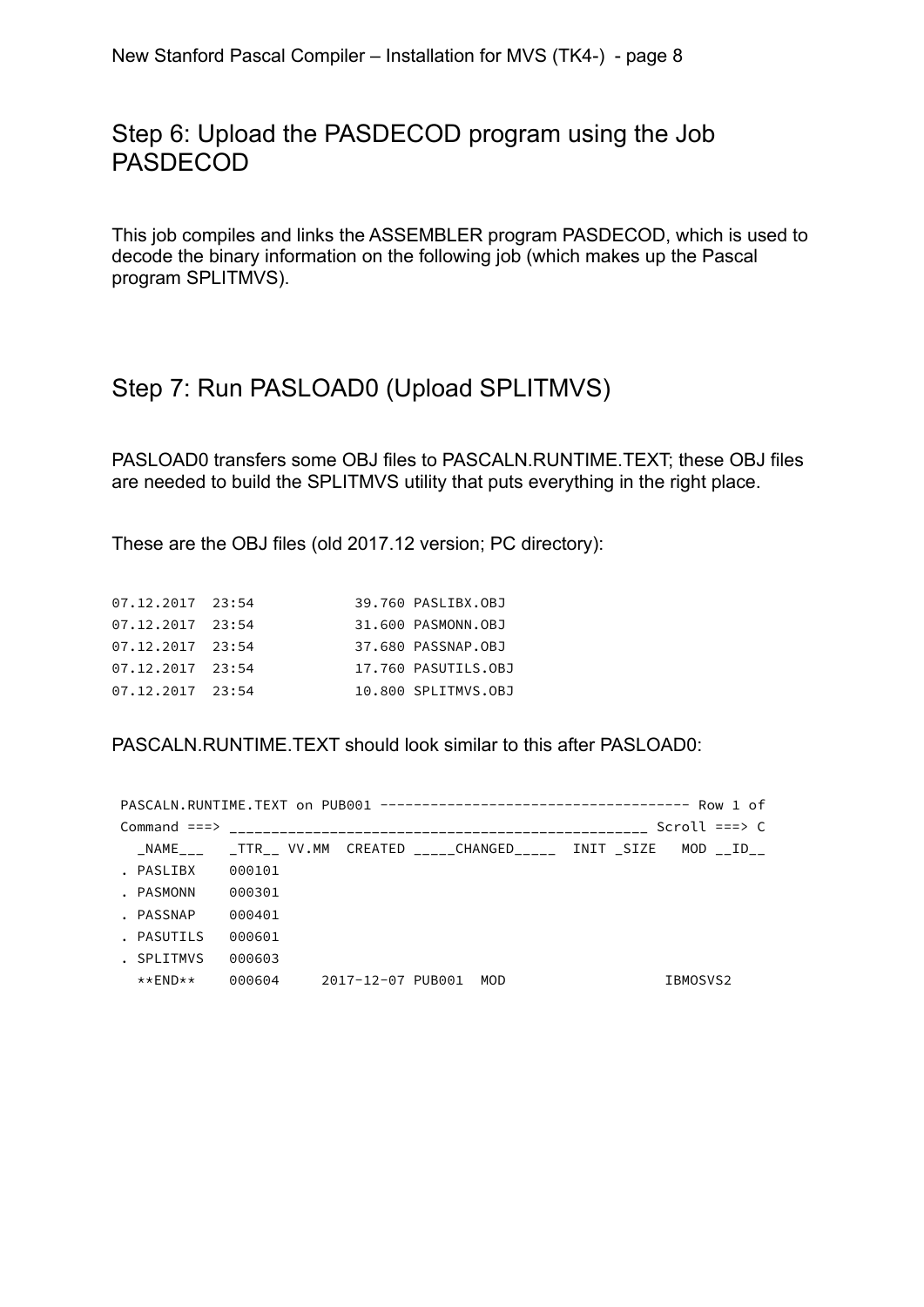## Step 6: Upload the PASDECOD program using the Job PASDECOD

This job compiles and links the ASSEMBLER program PASDECOD, which is used to decode the binary information on the following job (which makes up the Pascal program SPLITMVS).

## Step 7: Run PASLOAD0 (Upload SPLITMVS)

PASLOAD0 transfers some OBJ files to PASCALN.RUNTIME.TEXT; these OBJ files are needed to build the SPLITMVS utility that puts everything in the right place.

These are the OBJ files (old 2017.12 version; PC directory):

```
07.12.2017  23:54            39.760 PASLIBX.OBJ
07.12.2017  23:54            31.600 PASMONN.OBJ
07.12.2017  23:54            37.680 PASSNAP.OBJ
07.12.2017  23:54            17.760 PASUTILS.OBJ
07.12.2017  23:54            10.800 SPLITMVS.OBJ
```

PASCALN.RUNTIME.TEXT should look similar to this after PASLOAD0:

```
 PASCALN.RUNTIME.TEXT on PUB001 ------------------------------------- Row 1 of
 Command ===> ________________________________________________ Scroll ===> C
   _NAME___   _TTR__ VV.MM  CREATED _____CHANGED_____  INIT _SIZE   MOD __ID__
 . PASLIBX    000101
 . PASMONN    000301
 . PASSNAP    000401
 . PASUTILS   000601
 . SPLITMVS   000603
   **END**    000604     2017-12-07 PUB001  MOD                  IBMOSVS2
```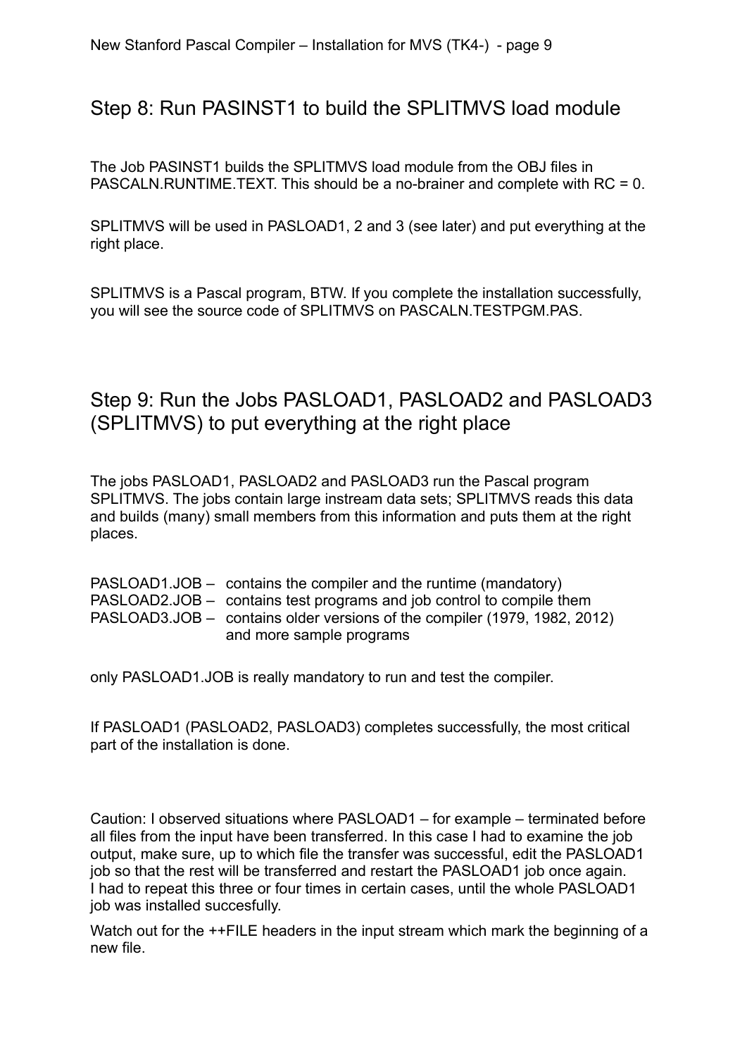## Step 8: Run PASINST1 to build the SPLITMVS load module

The Job PASINST1 builds the SPLITMVS load module from the OBJ files in PASCALN.RUNTIME.TEXT. This should be a no-brainer and complete with RC = 0.

SPLITMVS will be used in PASLOAD1, 2 and 3 (see later) and put everything at the right place.

SPLITMVS is a Pascal program, BTW. If you complete the installation successfully, you will see the source code of SPLITMVS on PASCALN.TESTPGM.PAS.

## Step 9: Run the Jobs PASLOAD1, PASLOAD2 and PASLOAD3 (SPLITMVS) to put everything at the right place

The jobs PASLOAD1, PASLOAD2 and PASLOAD3 run the Pascal program SPLITMVS. The jobs contain large instream data sets; SPLITMVS reads this data and builds (many) small members from this information and puts them at the right places.

PASLOAD1.JOB – contains the compiler and the runtime (mandatory)
PASLOAD2.JOB – contains test programs and job control to compile them
PASLOAD3.JOB – contains older versions of the compiler (1979, 1982, 2012) and more sample programs

only PASLOAD1.JOB is really mandatory to run and test the compiler.

If PASLOAD1 (PASLOAD2, PASLOAD3) completes successfully, the most critical part of the installation is done.

Caution: I observed situations where PASLOAD1 – for example – terminated before all files from the input have been transferred. In this case I had to examine the job output, make sure, up to which file the transfer was successful, edit the PASLOAD1 job so that the rest will be transferred and restart the PASLOAD1 job once again. I had to repeat this three or four times in certain cases, until the whole PASLOAD1 job was installed succesfully.

Watch out for the ++FILE headers in the input stream which mark the beginning of a new file.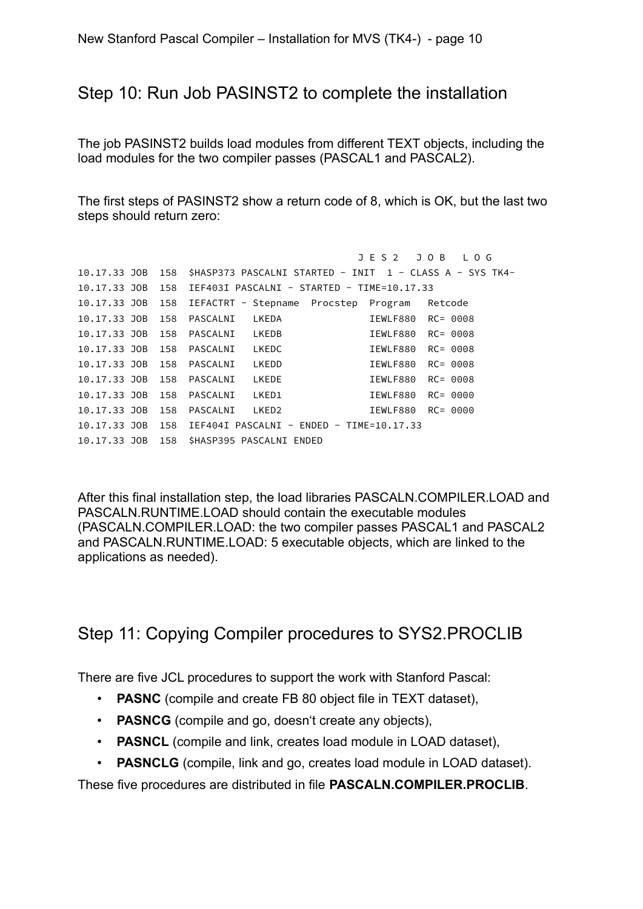## Step 10: Run Job PASINST2 to complete the installation

The job PASINST2 builds load modules from different TEXT objects, including the load modules for the two compiler passes (PASCAL1 and PASCAL2).

The first steps of PASINST2 show a return code of 8, which is OK, but the last two steps should return zero:

```
                                                J E S 2   J O B   L O G
10.17.33 JOB  158  $HASP373 PASCALNI STARTED - INIT  1 - CLASS A - SYS TK4-
10.17.33 JOB  158  IEF403I PASCALNI - STARTED - TIME=10.17.33
10.17.33 JOB  158  IEFACTRT - Stepname  Procstep  Program   Retcode
10.17.33 JOB  158  PASCALNI   LKEDA               IEWLF880  RC= 0008
10.17.33 JOB  158  PASCALNI   LKEDB               IEWLF880  RC= 0008
10.17.33 JOB  158  PASCALNI   LKEDC               IEWLF880  RC= 0008
10.17.33 JOB  158  PASCALNI   LKEDD               IEWLF880  RC= 0008
10.17.33 JOB  158  PASCALNI   LKEDE               IEWLF880  RC= 0008
10.17.33 JOB  158  PASCALNI   LKED1               IEWLF880  RC= 0000
10.17.33 JOB  158  PASCALNI   LKED2               IEWLF880  RC= 0000
10.17.33 JOB  158  IEF404I PASCALNI - ENDED - TIME=10.17.33
10.17.33 JOB  158  $HASP395 PASCALNI ENDED
```

After this final installation step, the load libraries PASCALN.COMPILER.LOAD and PASCALN.RUNTIME.LOAD should contain the executable modules (PASCALN.COMPILER.LOAD: the two compiler passes PASCAL1 and PASCAL2 and PASCALN.RUNTIME.LOAD: 5 executable objects, which are linked to the applications as needed).

## Step 11: Copying Compiler procedures to SYS2.PROCLIB

There are five JCL procedures to support the work with Stanford Pascal:

- **PASNC** (compile and create FB 80 object file in TEXT dataset),
- **PASNCG** (compile and go, doesn't create any objects),
- **PASNCL** (compile and link, creates load module in LOAD dataset),
- **PASNCLG** (compile, link and go, creates load module in LOAD dataset).

These five procedures are distributed in file **PASCALN.COMPILER.PROCLIB**.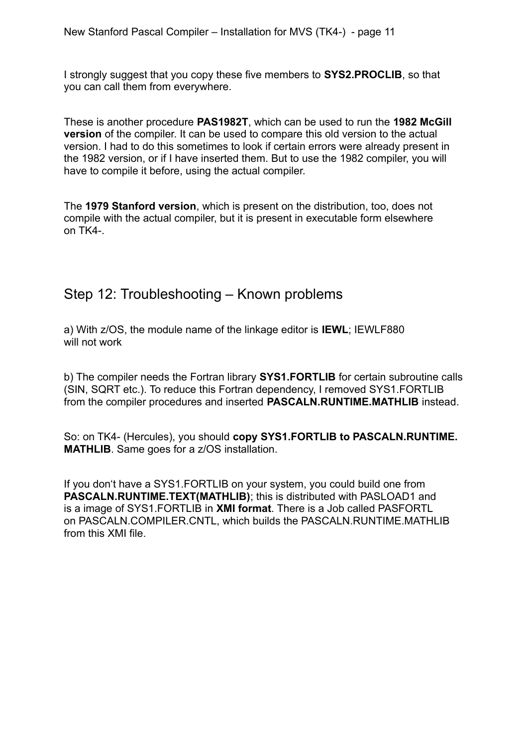I strongly suggest that you copy these five members to **SYS2.PROCLIB**, so that you can call them from everywhere.

These is another procedure **PAS1982T**, which can be used to run the **1982 McGill version** of the compiler. It can be used to compare this old version to the actual version. I had to do this sometimes to look if certain errors were already present in the 1982 version, or if I have inserted them. But to use the 1982 compiler, you will have to compile it before, using the actual compiler.

The **1979 Stanford version**, which is present on the distribution, too, does not compile with the actual compiler, but it is present in executable form elsewhere on TK4-.

## Step 12: Troubleshooting – Known problems

a) With z/OS, the module name of the linkage editor is **IEWL**; IEWLF880 will not work

b) The compiler needs the Fortran library **SYS1.FORTLIB** for certain subroutine calls (SIN, SQRT etc.). To reduce this Fortran dependency, I removed SYS1.FORTLIB from the compiler procedures and inserted **PASCALN.RUNTIME.MATHLIB** instead.

So: on TK4- (Hercules), you should **copy SYS1.FORTLIB to PASCALN.RUNTIME.MATHLIB**. Same goes for a z/OS installation.

If you don't have a SYS1.FORTLIB on your system, you could build one from **PASCALN.RUNTIME.TEXT(MATHLIB)**; this is distributed with PASLOAD1 and is a image of SYS1.FORTLIB in **XMI format**. There is a Job called PASFORTL on PASCALN.COMPILER.CNTL, which builds the PASCALN.RUNTIME.MATHLIB from this XMI file.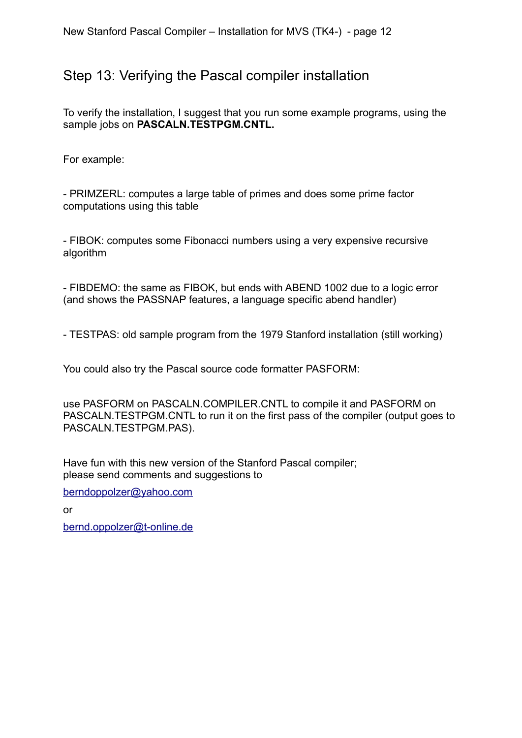## Step 13: Verifying the Pascal compiler installation

To verify the installation, I suggest that you run some example programs, using the sample jobs on **PASCALN.TESTPGM.CNTL.**

For example:

- PRIMZERL: computes a large table of primes and does some prime factor computations using this table

- FIBOK: computes some Fibonacci numbers using a very expensive recursive algorithm

- FIBDEMO: the same as FIBOK, but ends with ABEND 1002 due to a logic error (and shows the PASSNAP features, a language specific abend handler)

- TESTPAS: old sample program from the 1979 Stanford installation (still working)

You could also try the Pascal source code formatter PASFORM:

use PASFORM on PASCALN.COMPILER.CNTL to compile it and PASFORM on PASCALN.TESTPGM.CNTL to run it on the first pass of the compiler (output goes to PASCALN.TESTPGM.PAS).

Have fun with this new version of the Stanford Pascal compiler;
please send comments and suggestions to

berndoppolzer@yahoo.com

or

bernd.oppolzer@t-online.de